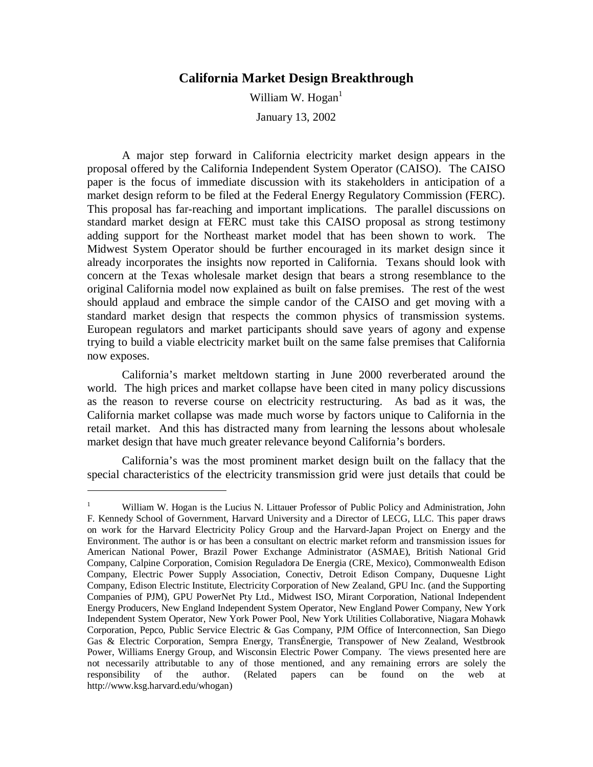# California Market Design Breakthrough

William W. Hogan[1]

January 13, 2002

A major step forward in California electricity market design appears in the proposal offered by the California Independent System Operator (CAISO). The CAISO paper is the focus of immediate discussion with its stakeholders in anticipation of a market design reform to be filed at the Federal Energy Regulatory Commission (FERC). This proposal has far-reaching and important implications. The parallel discussions on standard market design at FERC must take this CAISO proposal as strong testimony adding support for the Northeast market model that has been shown to work. The Midwest System Operator should be further encouraged in its market design since it already incorporates the insights now reported in California. Texans should look with concern at the Texas wholesale market design that bears a strong resemblance to the original California model now explained as built on false premises. The rest of the west should applaud and embrace the simple candor of the CAISO and get moving with a standard market design that respects the common physics of transmission systems. European regulators and market participants should save years of agony and expense trying to build a viable electricity market built on the same false premises that California now exposes.

California's market meltdown starting in June 2000 reverberated around the world. The high prices and market collapse have been cited in many policy discussions as the reason to reverse course on electricity restructuring. As bad as it was, the California market collapse was made much worse by factors unique to California in the retail market. And this has distracted many from learning the lessons about wholesale market design that have much greater relevance beyond California's borders.

California's was the most prominent market design built on the fallacy that the special characteristics of the electricity transmission grid were just details that could be

---

[1] William W. Hogan is the Lucius N. Littauer Professor of Public Policy and Administration, John F. Kennedy School of Government, Harvard University and a Director of LECG, LLC. This paper draws on work for the Harvard Electricity Policy Group and the Harvard-Japan Project on Energy and the Environment. The author is or has been a consultant on electric market reform and transmission issues for American National Power, Brazil Power Exchange Administrator (ASMAE), British National Grid Company, Calpine Corporation, Comision Reguladora De Energia (CRE, Mexico), Commonwealth Edison Company, Electric Power Supply Association, Conectiv, Detroit Edison Company, Duquesne Light Company, Edison Electric Institute, Electricity Corporation of New Zealand, GPU Inc. (and the Supporting Companies of PJM), GPU PowerNet Pty Ltd., Midwest ISO, Mirant Corporation, National Independent Energy Producers, New England Independent System Operator, New England Power Company, New York Independent System Operator, New York Power Pool, New York Utilities Collaborative, Niagara Mohawk Corporation, Pepco, Public Service Electric & Gas Company, PJM Office of Interconnection, San Diego Gas & Electric Corporation, Sempra Energy, TransÉnergie, Transpower of New Zealand, Westbrook Power, Williams Energy Group, and Wisconsin Electric Power Company. The views presented here are not necessarily attributable to any of those mentioned, and any remaining errors are solely the responsibility of the author. (Related papers can be found on the web at http://www.ksg.harvard.edu/whogan)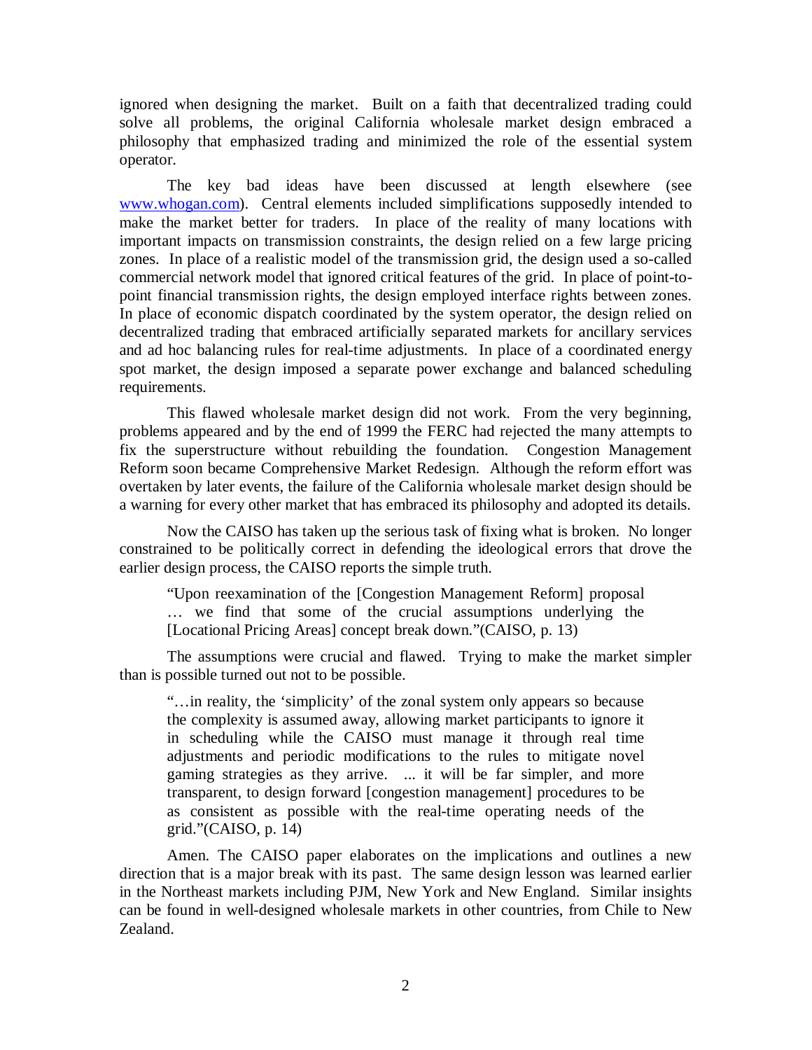ignored when designing the market. Built on a faith that decentralized trading could solve all problems, the original California wholesale market design embraced a philosophy that emphasized trading and minimized the role of the essential system operator.

The key bad ideas have been discussed at length elsewhere (see [www.whogan.com](http://www.whogan.com)). Central elements included simplifications supposedly intended to make the market better for traders. In place of the reality of many locations with important impacts on transmission constraints, the design relied on a few large pricing zones. In place of a realistic model of the transmission grid, the design used a so-called commercial network model that ignored critical features of the grid. In place of point-to-point financial transmission rights, the design employed interface rights between zones. In place of economic dispatch coordinated by the system operator, the design relied on decentralized trading that embraced artificially separated markets for ancillary services and ad hoc balancing rules for real-time adjustments. In place of a coordinated energy spot market, the design imposed a separate power exchange and balanced scheduling requirements.

This flawed wholesale market design did not work. From the very beginning, problems appeared and by the end of 1999 the FERC had rejected the many attempts to fix the superstructure without rebuilding the foundation. Congestion Management Reform soon became Comprehensive Market Redesign. Although the reform effort was overtaken by later events, the failure of the California wholesale market design should be a warning for every other market that has embraced its philosophy and adopted its details.

Now the CAISO has taken up the serious task of fixing what is broken. No longer constrained to be politically correct in defending the ideological errors that drove the earlier design process, the CAISO reports the simple truth.

> "Upon reexamination of the [Congestion Management Reform] proposal … we find that some of the crucial assumptions underlying the [Locational Pricing Areas] concept break down."(CAISO, p. 13)

The assumptions were crucial and flawed. Trying to make the market simpler than is possible turned out not to be possible.

> "…in reality, the 'simplicity' of the zonal system only appears so because the complexity is assumed away, allowing market participants to ignore it in scheduling while the CAISO must manage it through real time adjustments and periodic modifications to the rules to mitigate novel gaming strategies as they arrive. ... it will be far simpler, and more transparent, to design forward [congestion management] procedures to be as consistent as possible with the real-time operating needs of the grid."(CAISO, p. 14)

Amen. The CAISO paper elaborates on the implications and outlines a new direction that is a major break with its past. The same design lesson was learned earlier in the Northeast markets including PJM, New York and New England. Similar insights can be found in well-designed wholesale markets in other countries, from Chile to New Zealand.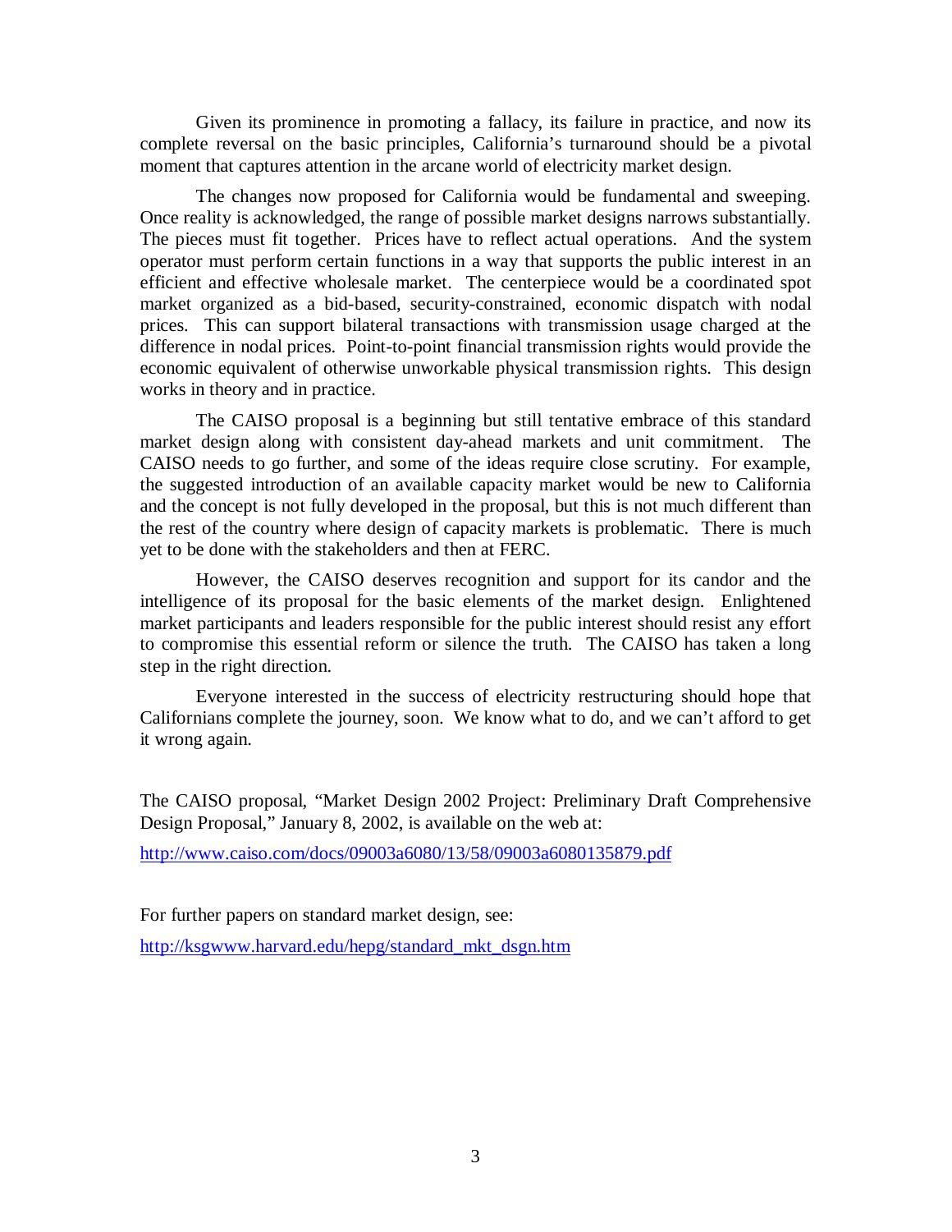Given its prominence in promoting a fallacy, its failure in practice, and now its complete reversal on the basic principles, California's turnaround should be a pivotal moment that captures attention in the arcane world of electricity market design.

The changes now proposed for California would be fundamental and sweeping. Once reality is acknowledged, the range of possible market designs narrows substantially. The pieces must fit together. Prices have to reflect actual operations. And the system operator must perform certain functions in a way that supports the public interest in an efficient and effective wholesale market. The centerpiece would be a coordinated spot market organized as a bid-based, security-constrained, economic dispatch with nodal prices. This can support bilateral transactions with transmission usage charged at the difference in nodal prices. Point-to-point financial transmission rights would provide the economic equivalent of otherwise unworkable physical transmission rights. This design works in theory and in practice.

The CAISO proposal is a beginning but still tentative embrace of this standard market design along with consistent day-ahead markets and unit commitment. The CAISO needs to go further, and some of the ideas require close scrutiny. For example, the suggested introduction of an available capacity market would be new to California and the concept is not fully developed in the proposal, but this is not much different than the rest of the country where design of capacity markets is problematic. There is much yet to be done with the stakeholders and then at FERC.

However, the CAISO deserves recognition and support for its candor and the intelligence of its proposal for the basic elements of the market design. Enlightened market participants and leaders responsible for the public interest should resist any effort to compromise this essential reform or silence the truth. The CAISO has taken a long step in the right direction.

Everyone interested in the success of electricity restructuring should hope that Californians complete the journey, soon. We know what to do, and we can't afford to get it wrong again.

The CAISO proposal, "Market Design 2002 Project: Preliminary Draft Comprehensive Design Proposal," January 8, 2002, is available on the web at:

http://www.caiso.com/docs/09003a6080/13/58/09003a6080135879.pdf

For further papers on standard market design, see:

http://ksgwww.harvard.edu/hepg/standard_mkt_dsgn.htm